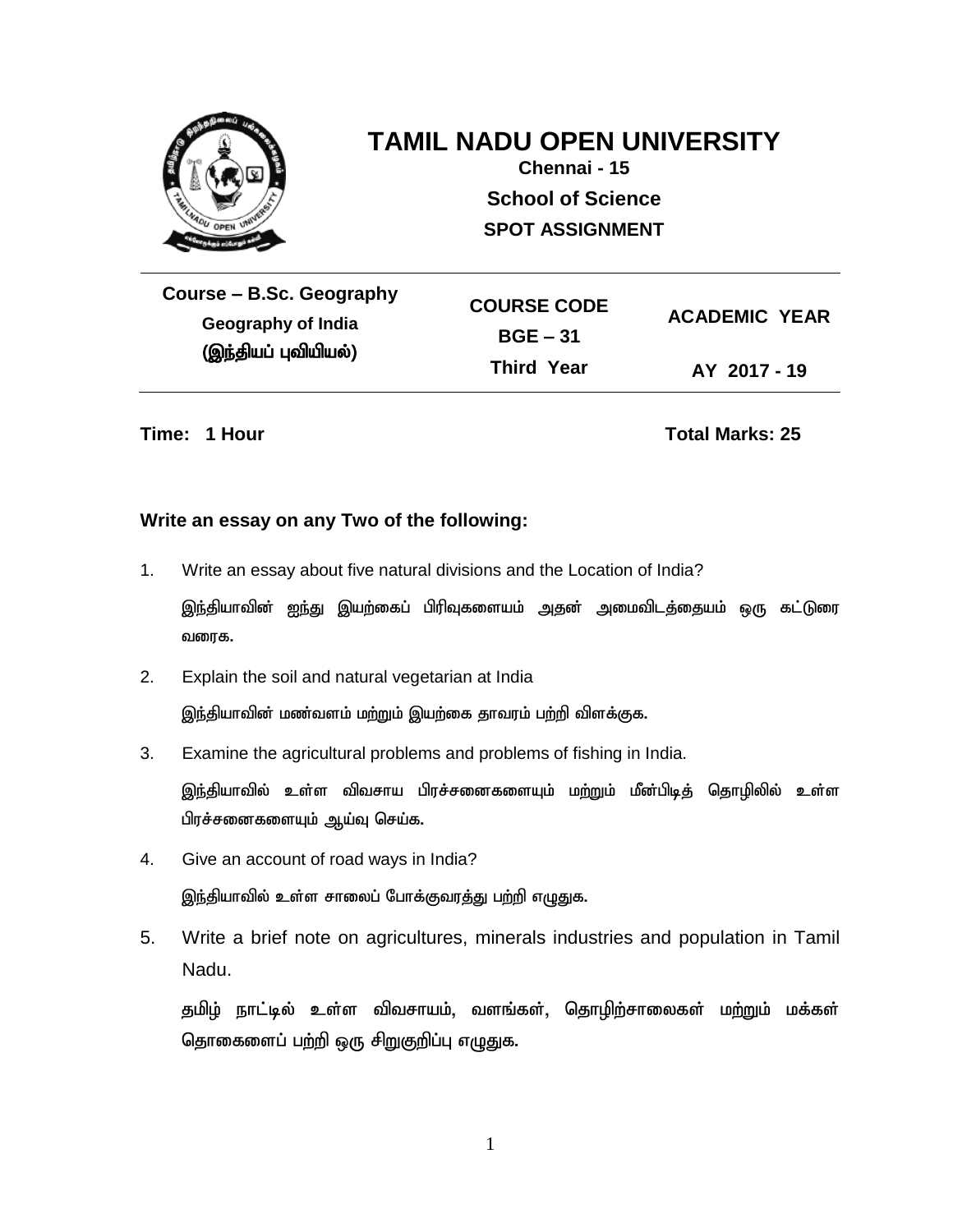# TAMIL NADU OPEN UNIVERSITY

**Chennai - 15**

**School of Science**

**SPOT ASSIGNMENT**

| Course – B.Sc. Geography<br>Geography of India<br>(இந்தியப் புவியியல்) | COURSE CODE<br>BGE – 31<br>Third Year | ACADEMIC YEAR<br>AY 2017 - 19 |
|---|---|---|

**Time: 1 Hour** **Total Marks: 25**

**Write an essay on any Two of the following:**

1. Write an essay about five natural divisions and the Location of India?

   இந்தியாவின் ஐந்து இயற்கைப் பிரிவுகளையம் அதன் அமைவிடத்தையம் ஒரு கட்டுரை வரைக.

2. Explain the soil and natural vegetarian at India

   இந்தியாவின் மண்வளம் மற்றும் இயற்கை தாவரம் பற்றி விளக்குக.

3. Examine the agricultural problems and problems of fishing in India.

   இந்தியாவில் உள்ள விவசாய பிரச்சனைகளையும் மற்றும் மீன்பிடித் தொழிலில் உள்ள பிரச்சனைகளையும் ஆய்வு செய்க.

4. Give an account of road ways in India?

   இந்தியாவில் உள்ள சாலைப் போக்குவரத்து பற்றி எழுதுக.

5. Write a brief note on agricultures, minerals industries and population in Tamil Nadu.

   தமிழ் நாட்டில் உள்ள விவசாயம், வளங்கள், தொழிற்சாலைகள் மற்றும் மக்கள் தொகைளைப் பற்றி ஒரு சிறுகுறிப்பு எழுதுக.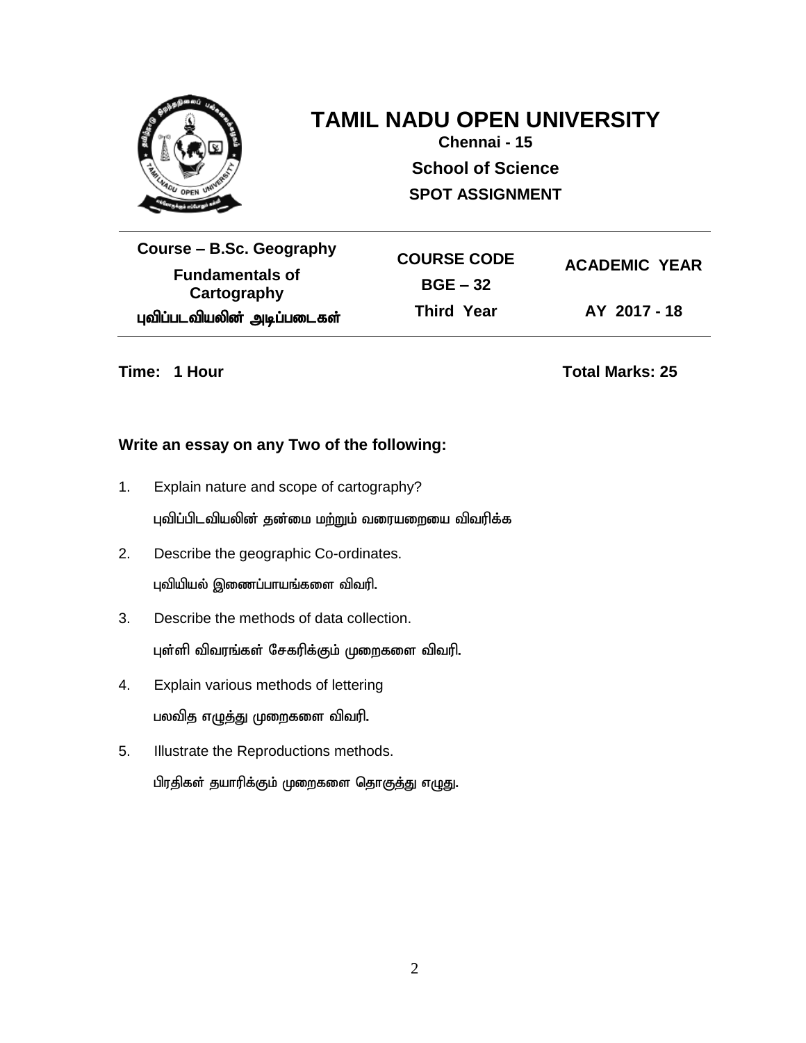# TAMIL NADU OPEN UNIVERSITY

**Chennai - 15**

**School of Science**

**SPOT ASSIGNMENT**

| Course – B.Sc. Geography<br>Fundamentals of Cartography<br>புவிப்படவியலின் அடிப்படைகள் | COURSE CODE<br>BGE – 32<br>Third Year | ACADEMIC YEAR<br>AY 2017 - 18 |
|---|---|---|

**Time: 1 Hour** **Total Marks: 25**

**Write an essay on any Two of the following:**

1. Explain nature and scope of cartography?

   புவிப்பிடவியலின் தன்மை மற்றும் வரையறையை விவரிக்க

2. Describe the geographic Co-ordinates.

   புவியியல் இணைப்பாயங்களை விவரி.

3. Describe the methods of data collection.

   புள்ளி விவரங்கள் சேகரிக்கும் முறைகளை விவரி.

4. Explain various methods of lettering

   பலவித எழுத்து முறைகளை விவரி.

5. Illustrate the Reproductions methods.

   பிரதிகள் தயாரிக்கும் முறைகளை தொகுத்து எழுது.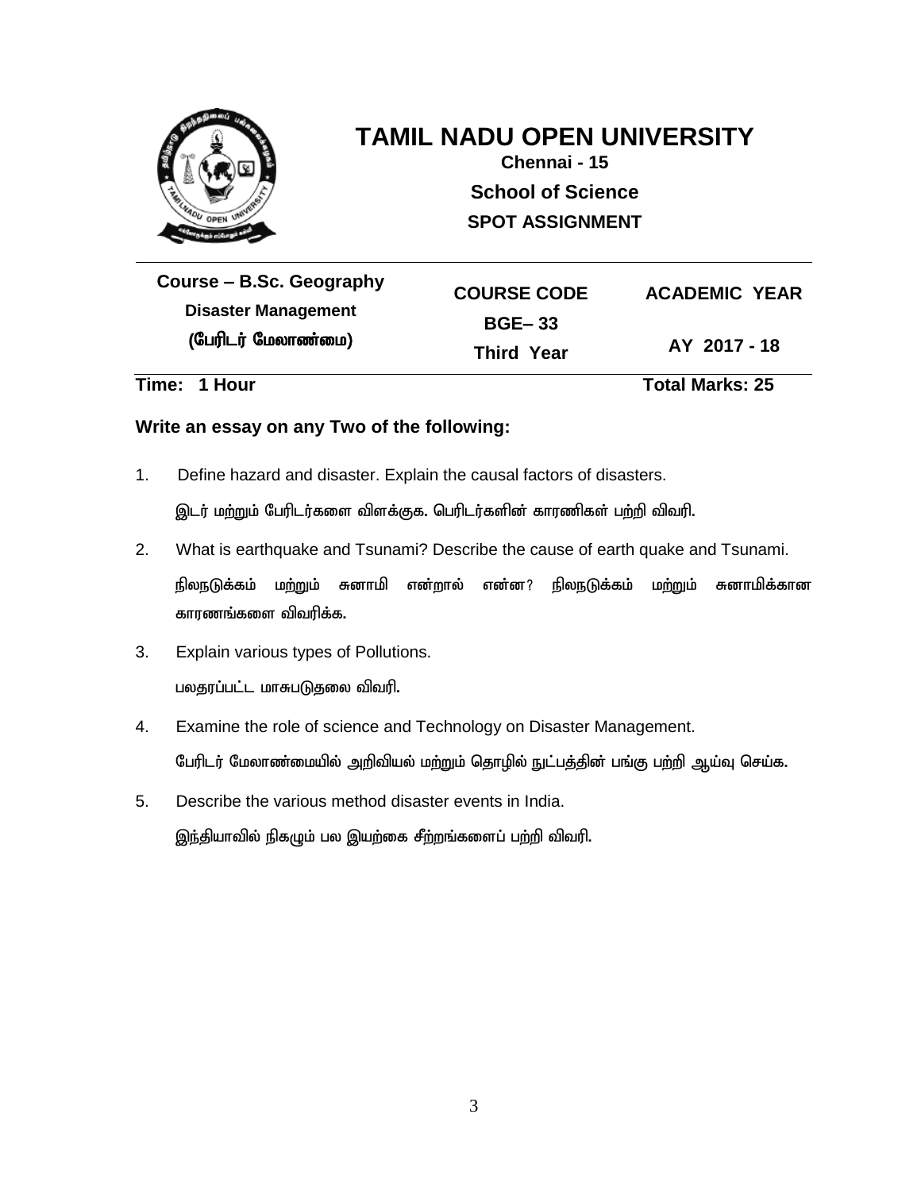# TAMIL NADU OPEN UNIVERSITY

**Chennai - 15**

**School of Science**

**SPOT ASSIGNMENT**

| Course – B.Sc. Geography<br>Disaster Management<br>(பேரிடர் மேலாண்மை) | COURSE CODE<br>BGE– 33<br>Third Year | ACADEMIC YEAR<br>AY 2017 - 18 |
|---|---|---|

**Time: 1 Hour** **Total Marks: 25**

**Write an essay on any Two of the following:**

1. Define hazard and disaster. Explain the causal factors of disasters.

   இடர் மற்றும் பேரிடர்களை விளக்குக. பெரிடர்களின் காரணிகள் பற்றி விவரி.

2. What is earthquake and Tsunami? Describe the cause of earth quake and Tsunami.

   நிலநடுக்கம் மற்றும் சுனாமி என்றால் என்ன? நிலநடுக்கம் மற்றும் சுனாமிக்கான காரணங்களை விவரிக்க.

3. Explain various types of Pollutions.

   பலதரப்பட்ட மாசுபடுதலை விவரி.

4. Examine the role of science and Technology on Disaster Management.

   பேரிடர் மேலாண்மையில் அறிவியல் மற்றும் தொழில் நுட்பத்தின் பங்கு பற்றி ஆய்வு செய்க.

5. Describe the various method disaster events in India.

   இந்தியாவில் நிகழும் பல இயற்கை சீற்றங்களைப் பற்றி விவரி.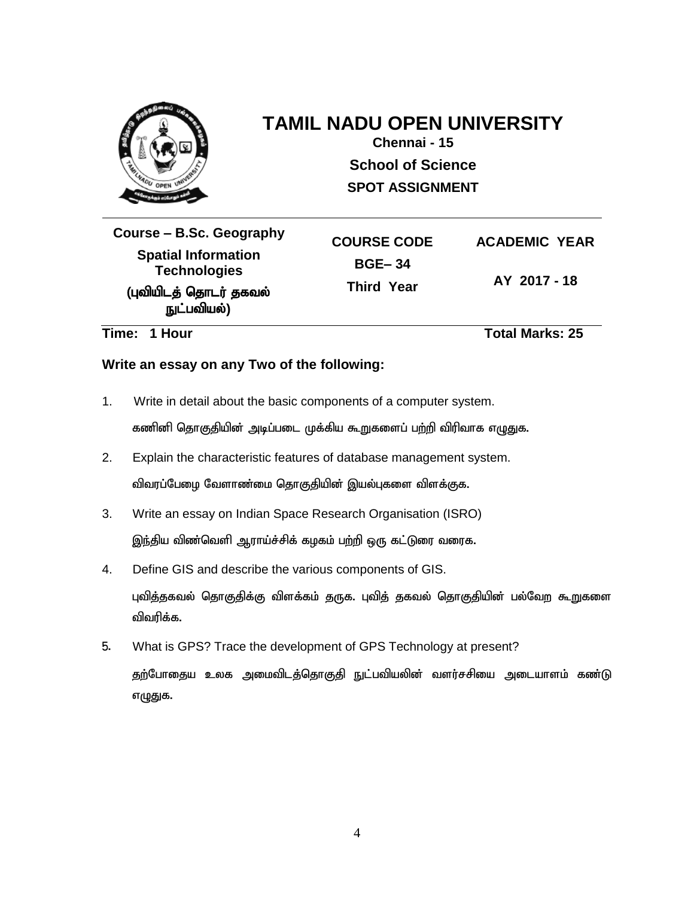# TAMIL NADU OPEN UNIVERSITY

**Chennai - 15**

**School of Science**

**SPOT ASSIGNMENT**

| Course – B.Sc. Geography<br>Spatial Information Technologies<br>(புவியிடத் தொடர் தகவல் நுட்பவியல்) | COURSE CODE<br>BGE– 34<br>Third Year | ACADEMIC YEAR<br>AY 2017 - 18 |
|---|---|---|

**Time: 1 Hour** **Total Marks: 25**

**Write an essay on any Two of the following:**

1. Write in detail about the basic components of a computer system.

   கணினி தொகுதியின் அடிப்படை முக்கிய கூறுகளைப் பற்றி விரிவாக எழுதுக.

2. Explain the characteristic features of database management system.

   விவரப்பேழை வேளாண்மை தொகுதியின் இயல்புகளை விளக்குக.

3. Write an essay on Indian Space Research Organisation (ISRO)

   இந்திய விண்வெளி ஆராய்ச்சிக் கழகம் பற்றி ஒரு கட்டுரை வரைக.

4. Define GIS and describe the various components of GIS.

   புவித்தகவல் தொகுதிக்கு விளக்கம் தருக. புவித் தகவல் தொகுதியின் பல்வேற கூறுகளை விவரிக்க.

5. What is GPS? Trace the development of GPS Technology at present?

   தற்போதைய உலக அமைவிடத்தொகுதி நுட்பவியலின் வளர்சசியை அடையாளம் கண்டு எழுதுக.